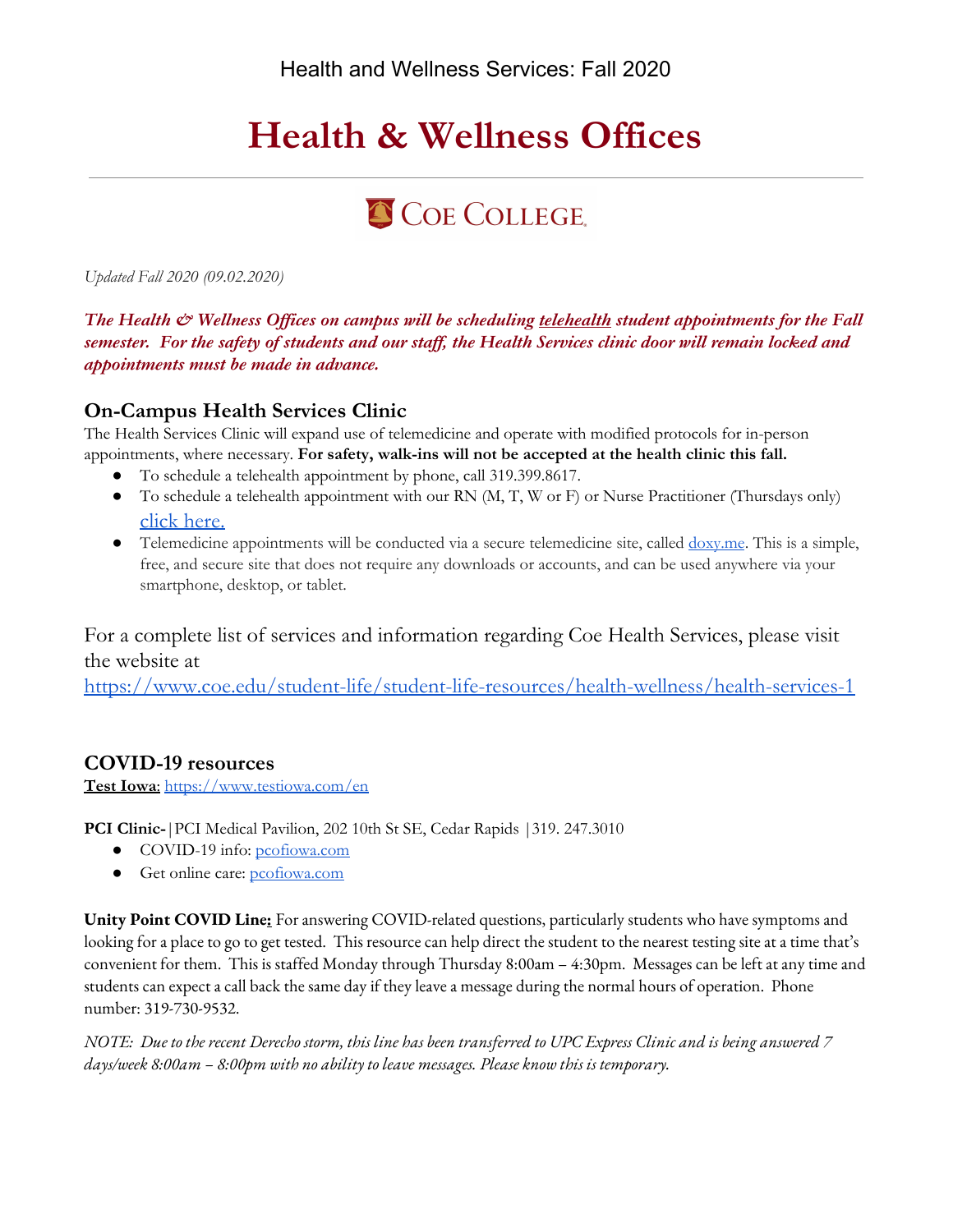Health and Wellness Services: Fall 2020

# Health & Wellness Offices

COE COLLEGE

*Updated Fall 2020 (09.02.2020)*

***The Health & Wellness Offices on campus will be scheduling telehealth student appointments for the Fall semester. For the safety of students and our staff, the Health Services clinic door will remain locked and appointments must be made in advance.***

## On-Campus Health Services Clinic

The Health Services Clinic will expand use of telemedicine and operate with modified protocols for in-person appointments, where necessary. **For safety, walk-ins will not be accepted at the health clinic this fall.**

- To schedule a telehealth appointment by phone, call 319.399.8617.
- To schedule a telehealth appointment with our RN (M, T, W or F) or Nurse Practitioner (Thursdays only) click here.
- Telemedicine appointments will be conducted via a secure telemedicine site, called doxy.me. This is a simple, free, and secure site that does not require any downloads or accounts, and can be used anywhere via your smartphone, desktop, or tablet.

For a complete list of services and information regarding Coe Health Services, please visit the website at https://www.coe.edu/student-life/student-life-resources/health-wellness/health-services-1

## COVID-19 resources

**Test Iowa**: https://www.testiowa.com/en

**PCI Clinic-**|PCI Medical Pavilion, 202 10th St SE, Cedar Rapids |319. 247.3010

- COVID-19 info: pcofiowa.com
- Get online care: pcofiowa.com

**Unity Point COVID Line:** For answering COVID-related questions, particularly students who have symptoms and looking for a place to go to get tested. This resource can help direct the student to the nearest testing site at a time that's convenient for them. This is staffed Monday through Thursday 8:00am – 4:30pm. Messages can be left at any time and students can expect a call back the same day if they leave a message during the normal hours of operation. Phone number: 319-730-9532.

*NOTE: Due to the recent Derecho storm, this line has been transferred to UPC Express Clinic and is being answered 7 days/week 8:00am – 8:00pm with no ability to leave messages. Please know this is temporary.*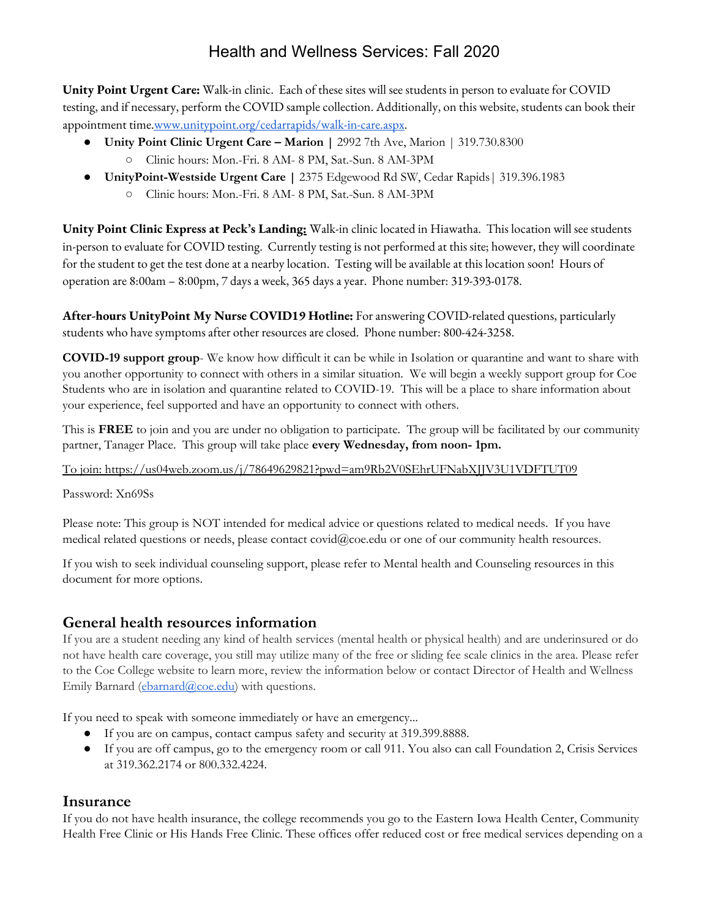# Health and Wellness Services: Fall 2020

**Unity Point Urgent Care:** Walk-in clinic. Each of these sites will see students in person to evaluate for COVID testing, and if necessary, perform the COVID sample collection. Additionally, on this website, students can book their appointment time.[www.unitypoint.org/cedarrapids/walk-in-care.aspx](www.unitypoint.org/cedarrapids/walk-in-care.aspx).

- **Unity Point Clinic Urgent Care – Marion |** 2992 7th Ave, Marion | 319.730.8300
  - Clinic hours: Mon.-Fri. 8 AM- 8 PM, Sat.-Sun. 8 AM-3PM
- **UnityPoint-Westside Urgent Care |** 2375 Edgewood Rd SW, Cedar Rapids| 319.396.1983
  - Clinic hours: Mon.-Fri. 8 AM- 8 PM, Sat.-Sun. 8 AM-3PM

**Unity Point Clinic Express at Peck's Landing:** Walk-in clinic located in Hiawatha. This location will see students in-person to evaluate for COVID testing. Currently testing is not performed at this site; however, they will coordinate for the student to get the test done at a nearby location. Testing will be available at this location soon! Hours of operation are 8:00am – 8:00pm, 7 days a week, 365 days a year. Phone number: 319-393-0178.

**After-hours UnityPoint My Nurse COVID19 Hotline:** For answering COVID-related questions, particularly students who have symptoms after other resources are closed. Phone number: 800-424-3258.

**COVID-19 support group**- We know how difficult it can be while in Isolation or quarantine and want to share with you another opportunity to connect with others in a similar situation. We will begin a weekly support group for Coe Students who are in isolation and quarantine related to COVID-19. This will be a place to share information about your experience, feel supported and have an opportunity to connect with others.

This is **FREE** to join and you are under no obligation to participate. The group will be facilitated by our community partner, Tanager Place. This group will take place **every Wednesday, from noon- 1pm.**

To join: https://us04web.zoom.us/j/78649629821?pwd=am9Rb2V0SEhrUFNabXJJV3U1VDFTUT09

Password: Xn69Ss

Please note: This group is NOT intended for medical advice or questions related to medical needs. If you have medical related questions or needs, please contact covid@coe.edu or one of our community health resources.

If you wish to seek individual counseling support, please refer to Mental health and Counseling resources in this document for more options.

## General health resources information

If you are a student needing any kind of health services (mental health or physical health) and are underinsured or do not have health care coverage, you still may utilize many of the free or sliding fee scale clinics in the area. Please refer to the Coe College website to learn more, review the information below or contact Director of Health and Wellness Emily Barnard ([ebarnard@coe.edu](mailto:ebarnard@coe.edu)) with questions.

If you need to speak with someone immediately or have an emergency...

- If you are on campus, contact campus safety and security at 319.399.8888.
- If you are off campus, go to the emergency room or call 911. You also can call Foundation 2, Crisis Services at 319.362.2174 or 800.332.4224.

## Insurance

If you do not have health insurance, the college recommends you go to the Eastern Iowa Health Center, Community Health Free Clinic or His Hands Free Clinic. These offices offer reduced cost or free medical services depending on a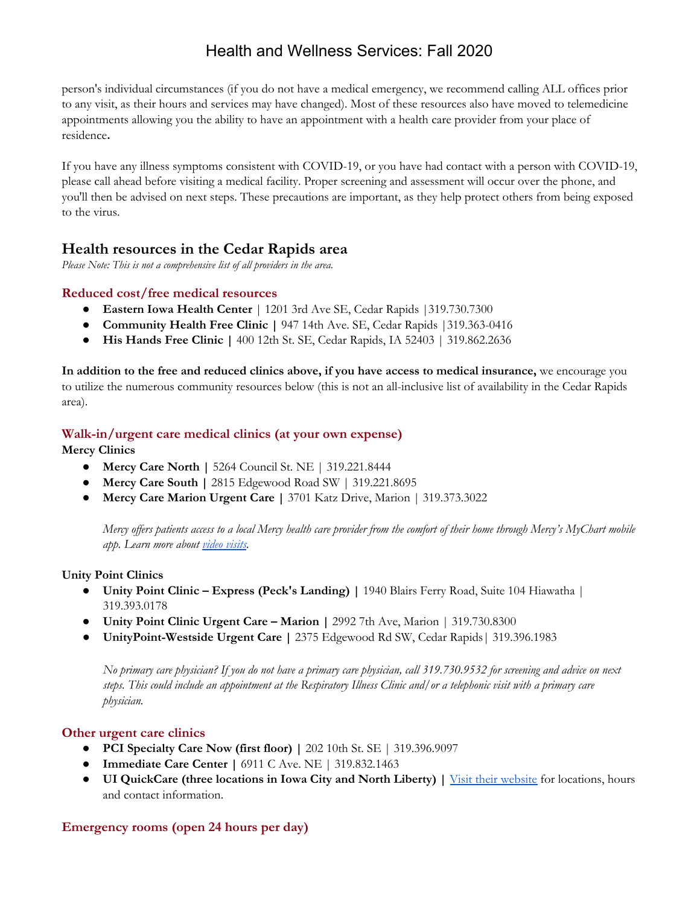person's individual circumstances (if you do not have a medical emergency, we recommend calling ALL offices prior to any visit, as their hours and services may have changed). Most of these resources also have moved to telemedicine appointments allowing you the ability to have an appointment with a health care provider from your place of residence**.**

If you have any illness symptoms consistent with COVID-19, or you have had contact with a person with COVID-19, please call ahead before visiting a medical facility. Proper screening and assessment will occur over the phone, and you'll then be advised on next steps. These precautions are important, as they help protect others from being exposed to the virus.

## Health resources in the Cedar Rapids area

*Please Note: This is not a comprehensive list of all providers in the area.*

### Reduced cost/free medical resources

- **Eastern Iowa Health Center** | 1201 3rd Ave SE, Cedar Rapids |319.730.7300
- **Community Health Free Clinic |** 947 14th Ave. SE, Cedar Rapids |319.363-0416
- **His Hands Free Clinic |** 400 12th St. SE, Cedar Rapids, IA 52403 | 319.862.2636

**In addition to the free and reduced clinics above, if you have access to medical insurance,** we encourage you to utilize the numerous community resources below (this is not an all-inclusive list of availability in the Cedar Rapids area).

### Walk-in/urgent care medical clinics (at your own expense)

**Mercy Clinics**

- **Mercy Care North |** 5264 Council St. NE | 319.221.8444
- **Mercy Care South |** 2815 Edgewood Road SW | 319.221.8695
- **Mercy Care Marion Urgent Care |** 3701 Katz Drive, Marion | 319.373.3022

*Mercy offers patients access to a local Mercy health care provider from the comfort of their home through Mercy's MyChart mobile app. Learn more about video visits.*

**Unity Point Clinics**

- **Unity Point Clinic – Express (Peck's Landing) |** 1940 Blairs Ferry Road, Suite 104 Hiawatha | 319.393.0178
- **Unity Point Clinic Urgent Care – Marion |** 2992 7th Ave, Marion | 319.730.8300
- **UnityPoint-Westside Urgent Care |** 2375 Edgewood Rd SW, Cedar Rapids| 319.396.1983

*No primary care physician? If you do not have a primary care physician, call 319.730.9532 for screening and advice on next steps. This could include an appointment at the Respiratory Illness Clinic and/or a telephonic visit with a primary care physician.*

### Other urgent care clinics

- **PCI Specialty Care Now (first floor) |** 202 10th St. SE | 319.396.9097
- **Immediate Care Center |** 6911 C Ave. NE | 319.832.1463
- **UI QuickCare (three locations in Iowa City and North Liberty) |** Visit their website for locations, hours and contact information.

### Emergency rooms (open 24 hours per day)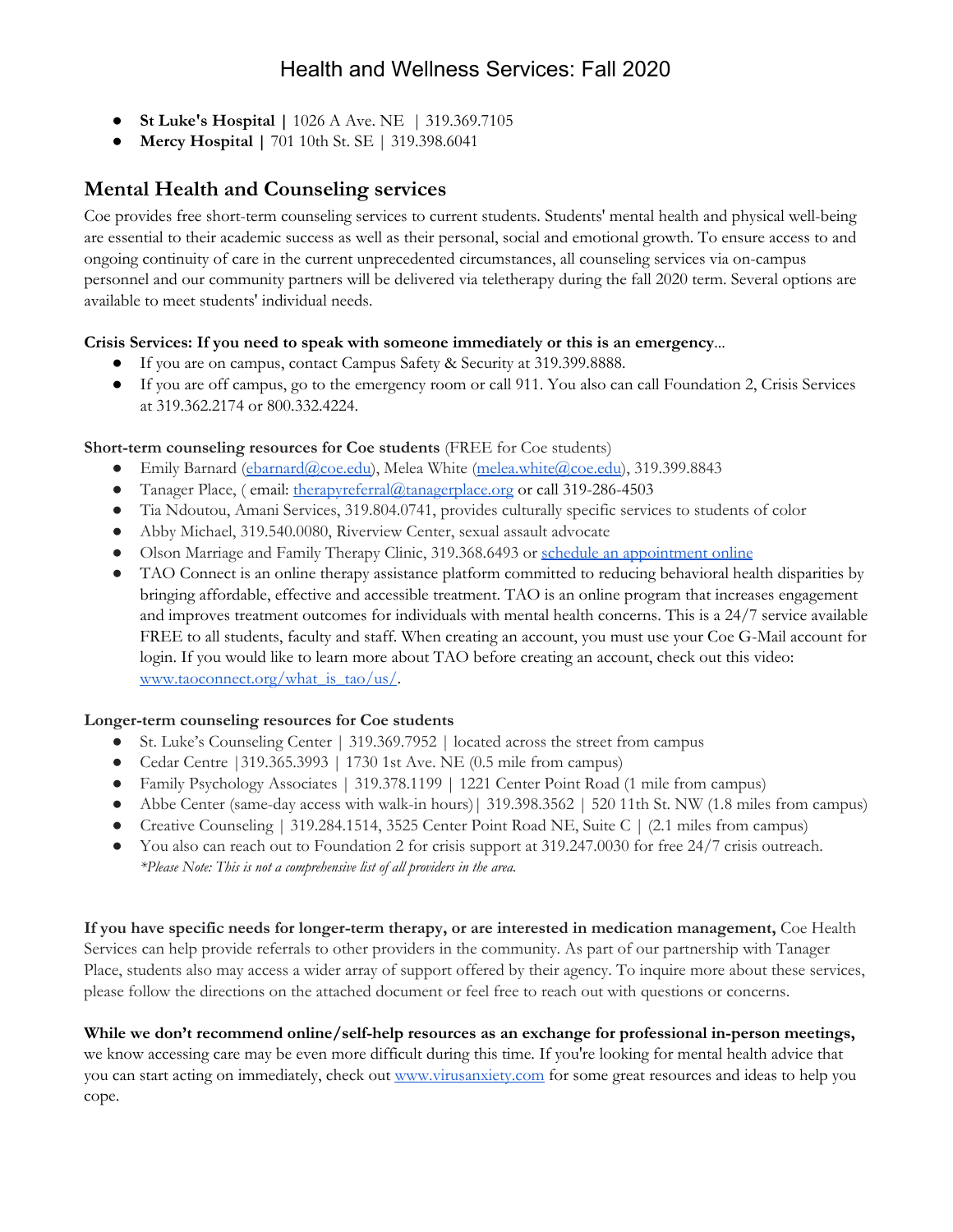- **St Luke's Hospital |** 1026 A Ave. NE | 319.369.7105
- **Mercy Hospital |** 701 10th St. SE | 319.398.6041

## Mental Health and Counseling services

Coe provides free short-term counseling services to current students. Students' mental health and physical well-being are essential to their academic success as well as their personal, social and emotional growth. To ensure access to and ongoing continuity of care in the current unprecedented circumstances, all counseling services via on-campus personnel and our community partners will be delivered via teletherapy during the fall 2020 term. Several options are available to meet students' individual needs.

**Crisis Services: If you need to speak with someone immediately or this is an emergency**...

- If you are on campus, contact Campus Safety & Security at 319.399.8888.
- If you are off campus, go to the emergency room or call 911. You also can call Foundation 2, Crisis Services at 319.362.2174 or 800.332.4224.

**Short-term counseling resources for Coe students** (FREE for Coe students)

- Emily Barnard (ebarnard@coe.edu), Melea White (melea.white@coe.edu), 319.399.8843
- Tanager Place, ( email: therapyreferral@tanagerplace.org or call 319-286-4503
- Tia Ndoutou, Amani Services, 319.804.0741, provides culturally specific services to students of color
- Abby Michael, 319.540.0080, Riverview Center, sexual assault advocate
- Olson Marriage and Family Therapy Clinic, 319.368.6493 or schedule an appointment online
- TAO Connect is an online therapy assistance platform committed to reducing behavioral health disparities by bringing affordable, effective and accessible treatment. TAO is an online program that increases engagement and improves treatment outcomes for individuals with mental health concerns. This is a 24/7 service available FREE to all students, faculty and staff. When creating an account, you must use your Coe G-Mail account for login. If you would like to learn more about TAO before creating an account, check out this video: www.taoconnect.org/what_is_tao/us/.

**Longer-term counseling resources for Coe students**

- St. Luke's Counseling Center | 319.369.7952 | located across the street from campus
- Cedar Centre |319.365.3993 | 1730 1st Ave. NE (0.5 mile from campus)
- Family Psychology Associates | 319.378.1199 | 1221 Center Point Road (1 mile from campus)
- Abbe Center (same-day access with walk-in hours)| 319.398.3562 | 520 11th St. NW (1.8 miles from campus)
- Creative Counseling | 319.284.1514, 3525 Center Point Road NE, Suite C | (2.1 miles from campus)
- You also can reach out to Foundation 2 for crisis support at 319.247.0030 for free 24/7 crisis outreach.
  *\*Please Note: This is not a comprehensive list of all providers in the area.*

**If you have specific needs for longer-term therapy, or are interested in medication management,** Coe Health Services can help provide referrals to other providers in the community. As part of our partnership with Tanager Place, students also may access a wider array of support offered by their agency. To inquire more about these services, please follow the directions on the attached document or feel free to reach out with questions or concerns.

**While we don't recommend online/self-help resources as an exchange for professional in-person meetings,** we know accessing care may be even more difficult during this time. If you're looking for mental health advice that you can start acting on immediately, check out www.virusanxiety.com for some great resources and ideas to help you cope.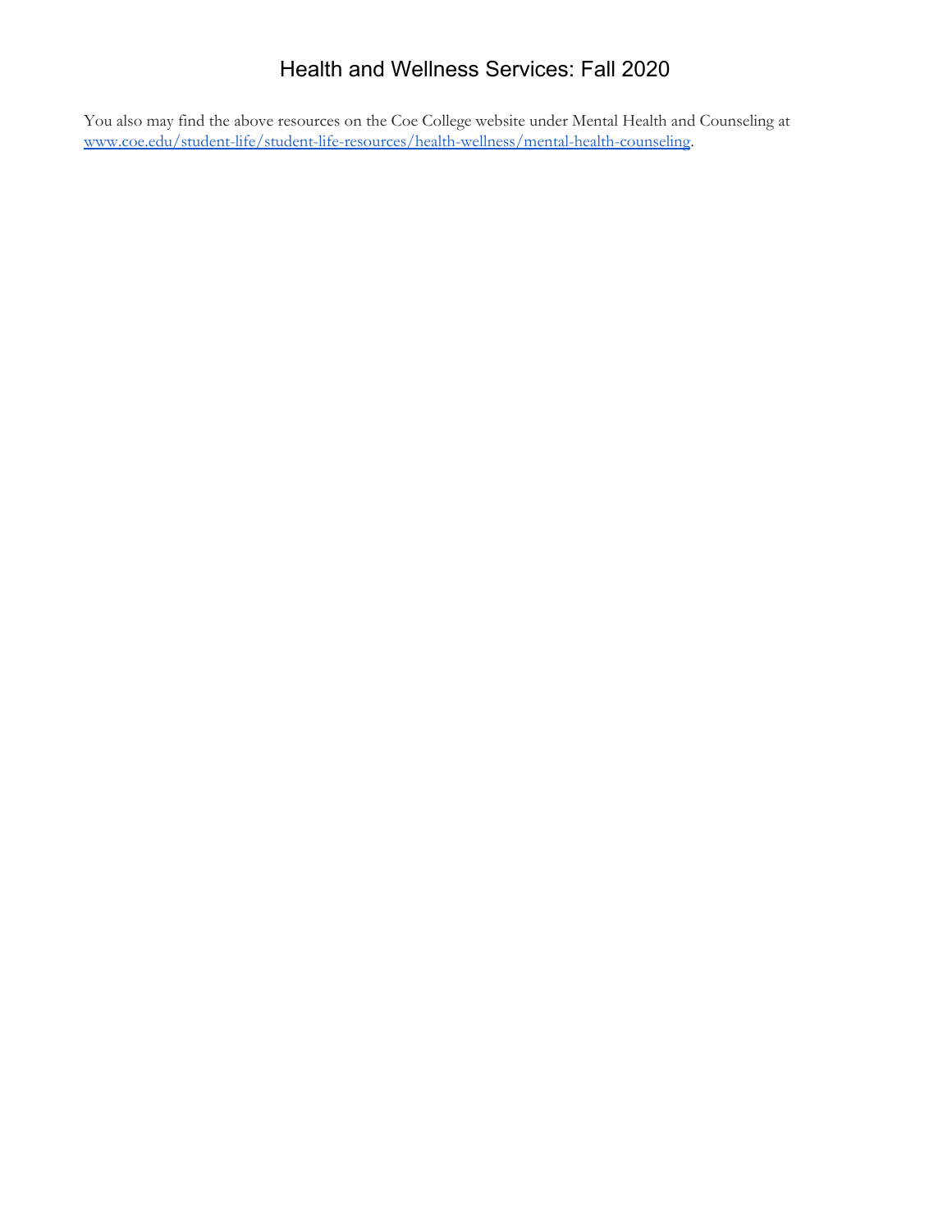You also may find the above resources on the Coe College website under Mental Health and Counseling at [www.coe.edu/student-life/student-life-resources/health-wellness/mental-health-counseling](http://www.coe.edu/student-life/student-life-resources/health-wellness/mental-health-counseling).